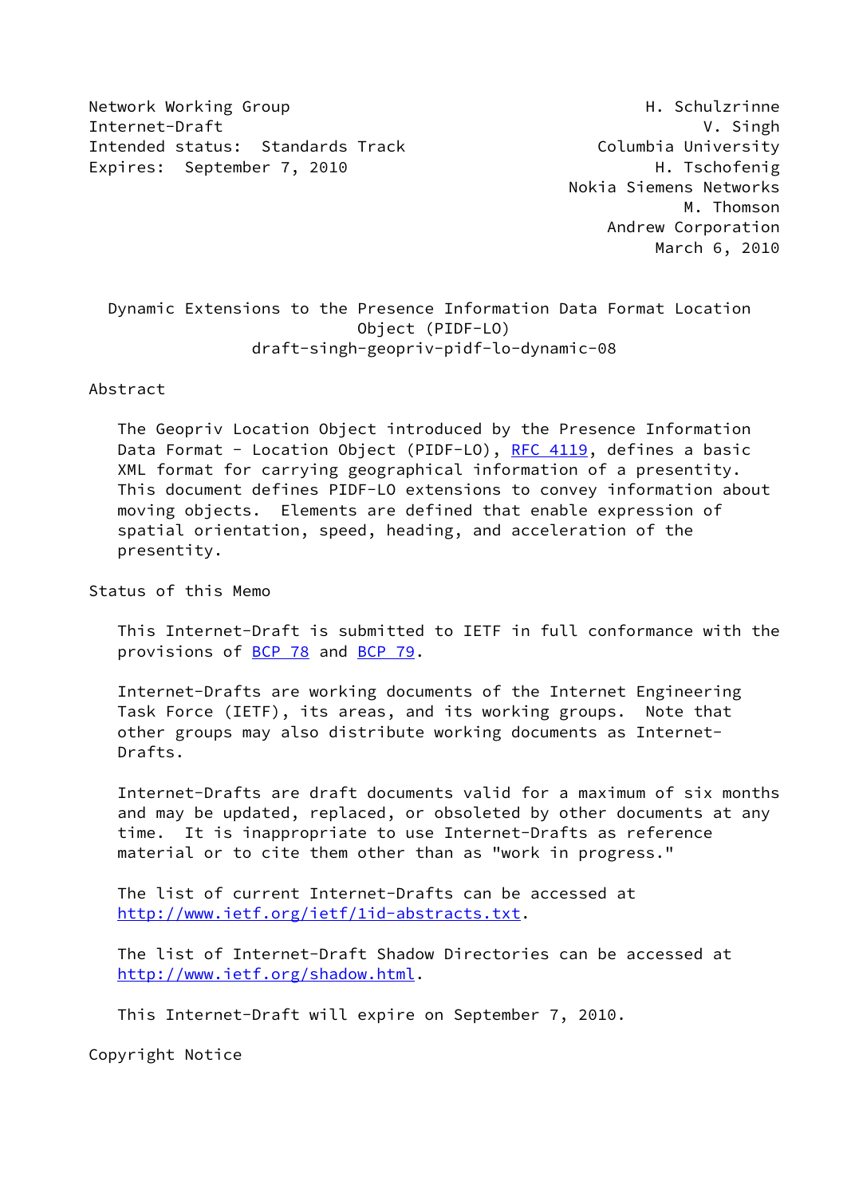Network Working Group H. Schulzrinne
Internet-Draft V. Singh
Intended status: Standards Track Columbia University
Expires: September 7, 2010 H. Tschofenig
Nokia Siemens Networks
M. Thomson
Andrew Corporation
March 6, 2010

# Dynamic Extensions to the Presence Information Data Format Location Object (PIDF-LO)

draft-singh-geopriv-pidf-lo-dynamic-08

## Abstract

The Geopriv Location Object introduced by the Presence Information Data Format - Location Object (PIDF-LO), RFC 4119, defines a basic XML format for carrying geographical information of a presentity. This document defines PIDF-LO extensions to convey information about moving objects. Elements are defined that enable expression of spatial orientation, speed, heading, and acceleration of the presentity.

## Status of this Memo

This Internet-Draft is submitted to IETF in full conformance with the provisions of BCP 78 and BCP 79.

Internet-Drafts are working documents of the Internet Engineering Task Force (IETF), its areas, and its working groups. Note that other groups may also distribute working documents as Internet-Drafts.

Internet-Drafts are draft documents valid for a maximum of six months and may be updated, replaced, or obsoleted by other documents at any time. It is inappropriate to use Internet-Drafts as reference material or to cite them other than as "work in progress."

The list of current Internet-Drafts can be accessed at http://www.ietf.org/ietf/1id-abstracts.txt.

The list of Internet-Draft Shadow Directories can be accessed at http://www.ietf.org/shadow.html.

This Internet-Draft will expire on September 7, 2010.

## Copyright Notice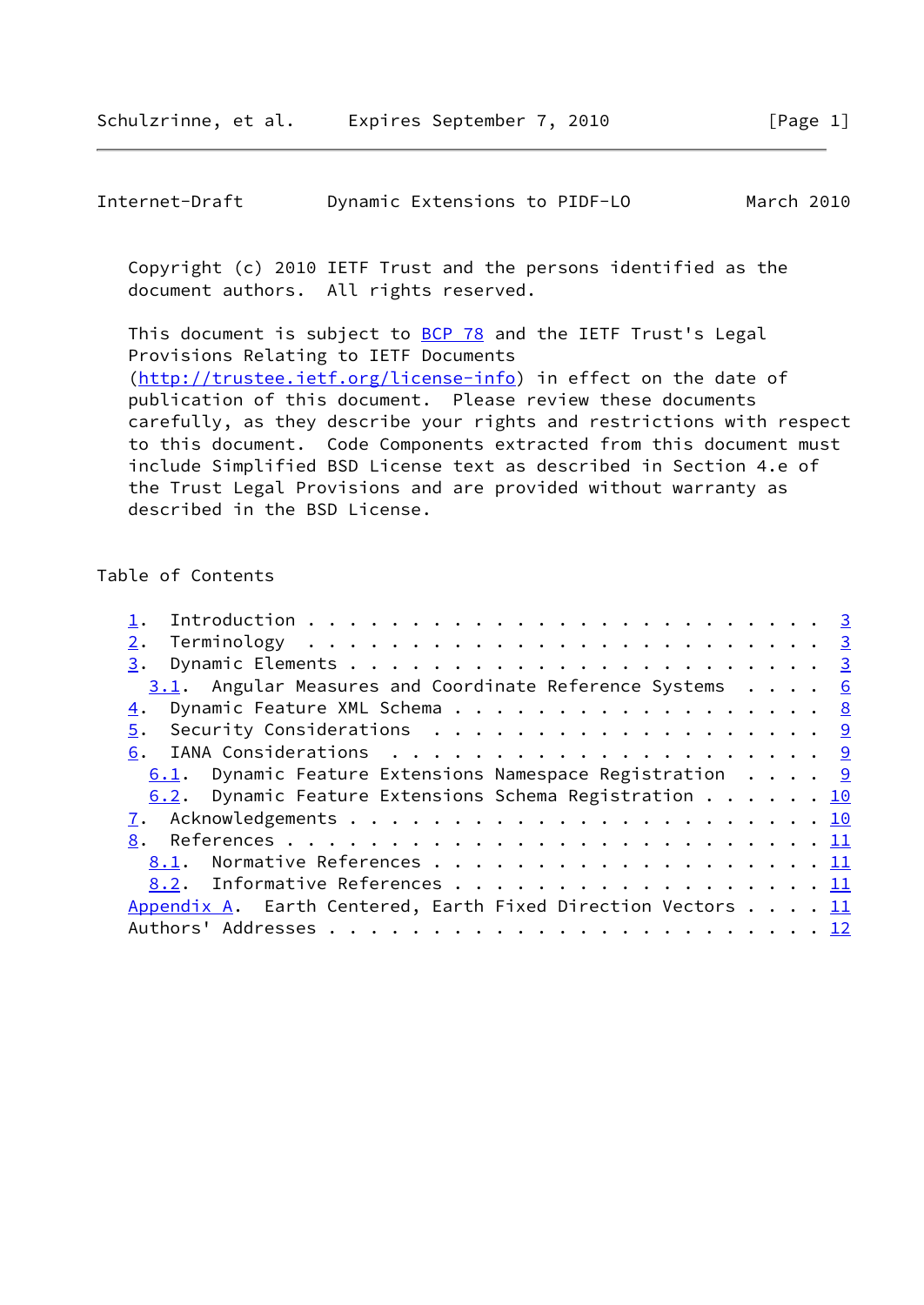Copyright (c) 2010 IETF Trust and the persons identified as the document authors. All rights reserved.

This document is subject to BCP 78 and the IETF Trust's Legal Provisions Relating to IETF Documents (http://trustee.ietf.org/license-info) in effect on the date of publication of this document. Please review these documents carefully, as they describe your rights and restrictions with respect to this document. Code Components extracted from this document must include Simplified BSD License text as described in Section 4.e of the Trust Legal Provisions and are provided without warranty as described in the BSD License.

## Table of Contents

- 1. Introduction . . . . . . . . . . . . . . . . . . . . . . . . . 3
- 2. Terminology . . . . . . . . . . . . . . . . . . . . . . . . . 3
- 3. Dynamic Elements . . . . . . . . . . . . . . . . . . . . . . . 3
  - 3.1. Angular Measures and Coordinate Reference Systems . . . . 6
- 4. Dynamic Feature XML Schema . . . . . . . . . . . . . . . . . . 8
- 5. Security Considerations . . . . . . . . . . . . . . . . . . . 9
- 6. IANA Considerations . . . . . . . . . . . . . . . . . . . . . 9
  - 6.1. Dynamic Feature Extensions Namespace Registration . . . . 9
  - 6.2. Dynamic Feature Extensions Schema Registration . . . . . . 10
- 7. Acknowledgements . . . . . . . . . . . . . . . . . . . . . . . 10
- 8. References . . . . . . . . . . . . . . . . . . . . . . . . . . 11
  - 8.1. Normative References . . . . . . . . . . . . . . . . . . 11
  - 8.2. Informative References . . . . . . . . . . . . . . . . . 11
- Appendix A. Earth Centered, Earth Fixed Direction Vectors . . . . 11
- Authors' Addresses . . . . . . . . . . . . . . . . . . . . . . . . 12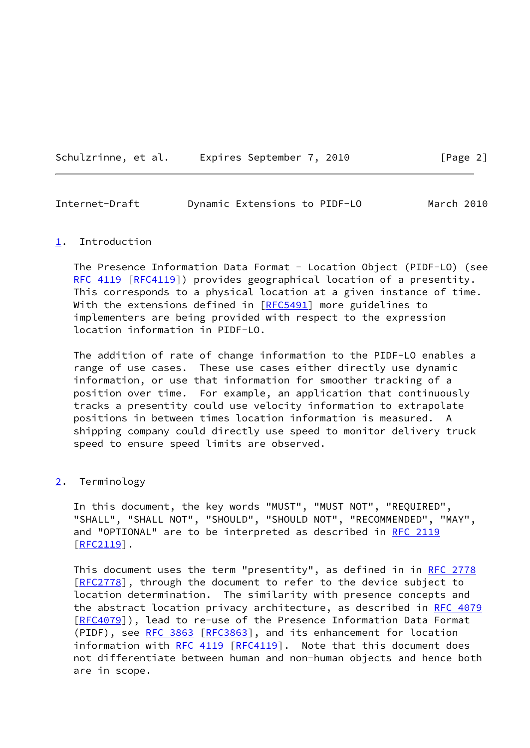## 1. Introduction

The Presence Information Data Format - Location Object (PIDF-LO) (see RFC 4119 [RFC4119]) provides geographical location of a presentity. This corresponds to a physical location at a given instance of time. With the extensions defined in [RFC5491] more guidelines to implementers are being provided with respect to the expression location information in PIDF-LO.

The addition of rate of change information to the PIDF-LO enables a range of use cases. These use cases either directly use dynamic information, or use that information for smoother tracking of a position over time. For example, an application that continuously tracks a presentity could use velocity information to extrapolate positions in between times location information is measured. A shipping company could directly use speed to monitor delivery truck speed to ensure speed limits are observed.

## 2. Terminology

In this document, the key words "MUST", "MUST NOT", "REQUIRED", "SHALL", "SHALL NOT", "SHOULD", "SHOULD NOT", "RECOMMENDED", "MAY", and "OPTIONAL" are to be interpreted as described in RFC 2119 [RFC2119].

This document uses the term "presentity", as defined in in RFC 2778 [RFC2778], through the document to refer to the device subject to location determination. The similarity with presence concepts and the abstract location privacy architecture, as described in RFC 4079 [RFC4079]), lead to re-use of the Presence Information Data Format (PIDF), see RFC 3863 [RFC3863], and its enhancement for location information with RFC 4119 [RFC4119]. Note that this document does not differentiate between human and non-human objects and hence both are in scope.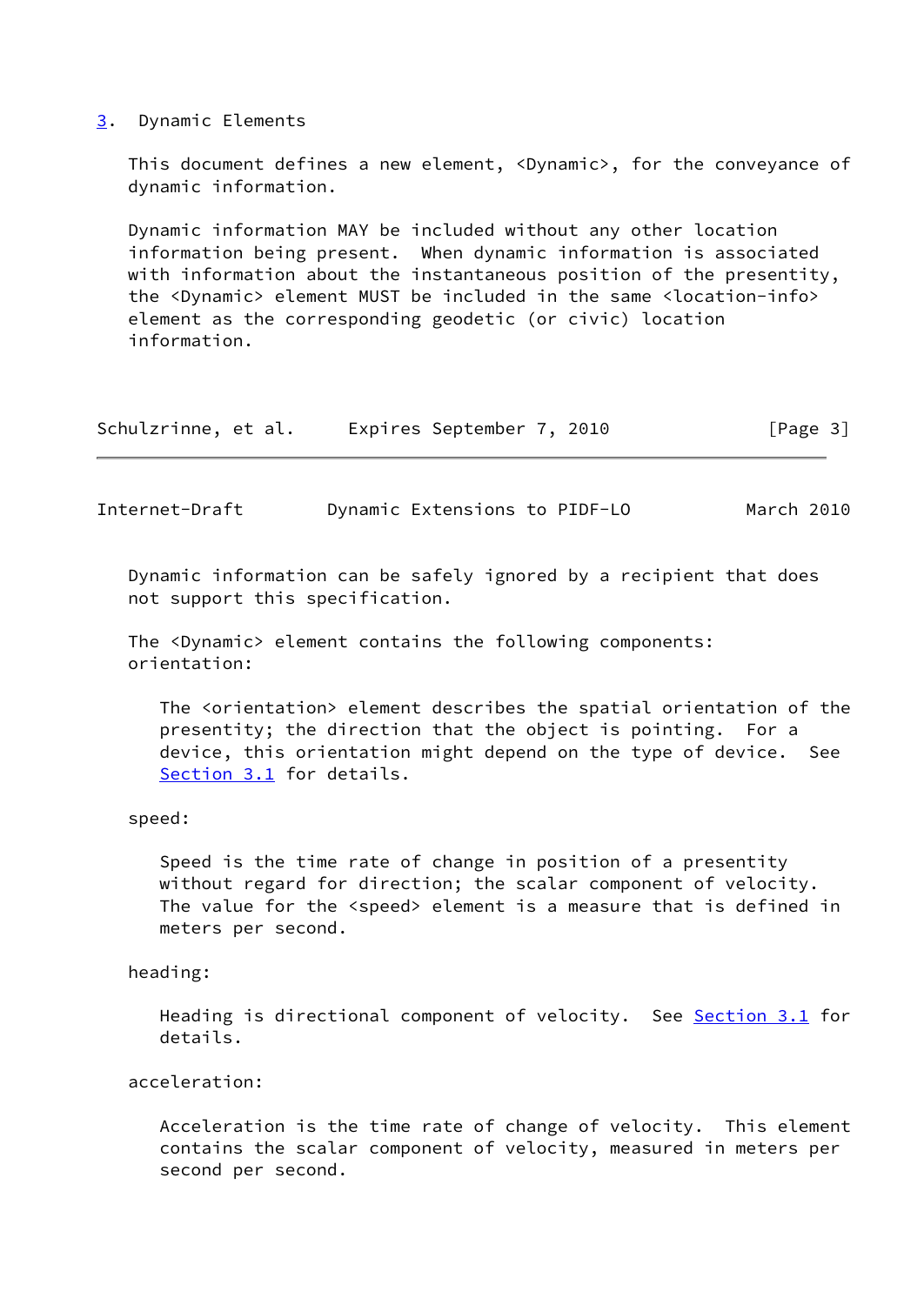## 3. Dynamic Elements

This document defines a new element, <Dynamic>, for the conveyance of dynamic information.

Dynamic information MAY be included without any other location information being present. When dynamic information is associated with information about the instantaneous position of the presentity, the <Dynamic> element MUST be included in the same <location-info> element as the corresponding geodetic (or civic) location information.

Dynamic information can be safely ignored by a recipient that does not support this specification.

The <Dynamic> element contains the following components:

orientation:

The <orientation> element describes the spatial orientation of the presentity; the direction that the object is pointing. For a device, this orientation might depend on the type of device. See Section 3.1 for details.

speed:

Speed is the time rate of change in position of a presentity without regard for direction; the scalar component of velocity. The value for the <speed> element is a measure that is defined in meters per second.

heading:

Heading is directional component of velocity. See Section 3.1 for details.

acceleration:

Acceleration is the time rate of change of velocity. This element contains the scalar component of velocity, measured in meters per second per second.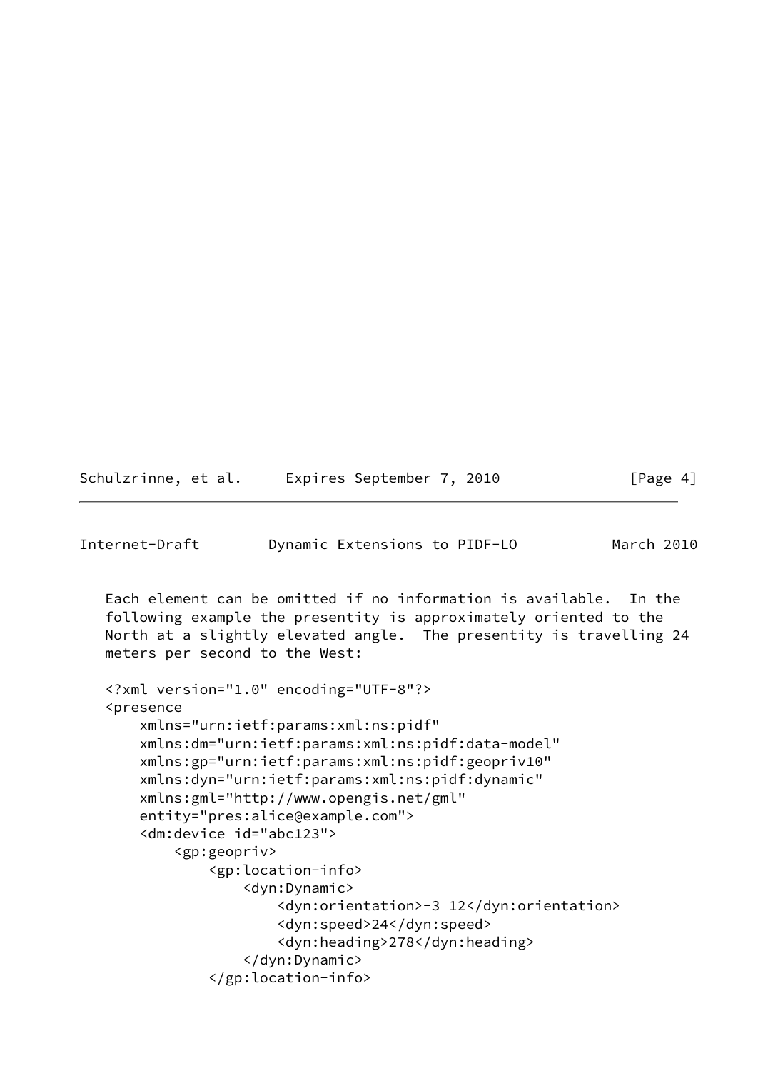Each element can be omitted if no information is available. In the following example the presentity is approximately oriented to the North at a slightly elevated angle. The presentity is travelling 24 meters per second to the West:

```
<?xml version="1.0" encoding="UTF-8"?>
<presence
    xmlns="urn:ietf:params:xml:ns:pidf"
    xmlns:dm="urn:ietf:params:xml:ns:pidf:data-model"
    xmlns:gp="urn:ietf:params:xml:ns:pidf:geopriv10"
    xmlns:dyn="urn:ietf:params:xml:ns:pidf:dynamic"
    xmlns:gml="http://www.opengis.net/gml"
    entity="pres:alice@example.com">
    <dm:device id="abc123">
        <gp:geopriv>
            <gp:location-info>
                <dyn:Dynamic>
                    <dyn:orientation>-3 12</dyn:orientation>
                    <dyn:speed>24</dyn:speed>
                    <dyn:heading>278</dyn:heading>
                </dyn:Dynamic>
            </gp:location-info>
```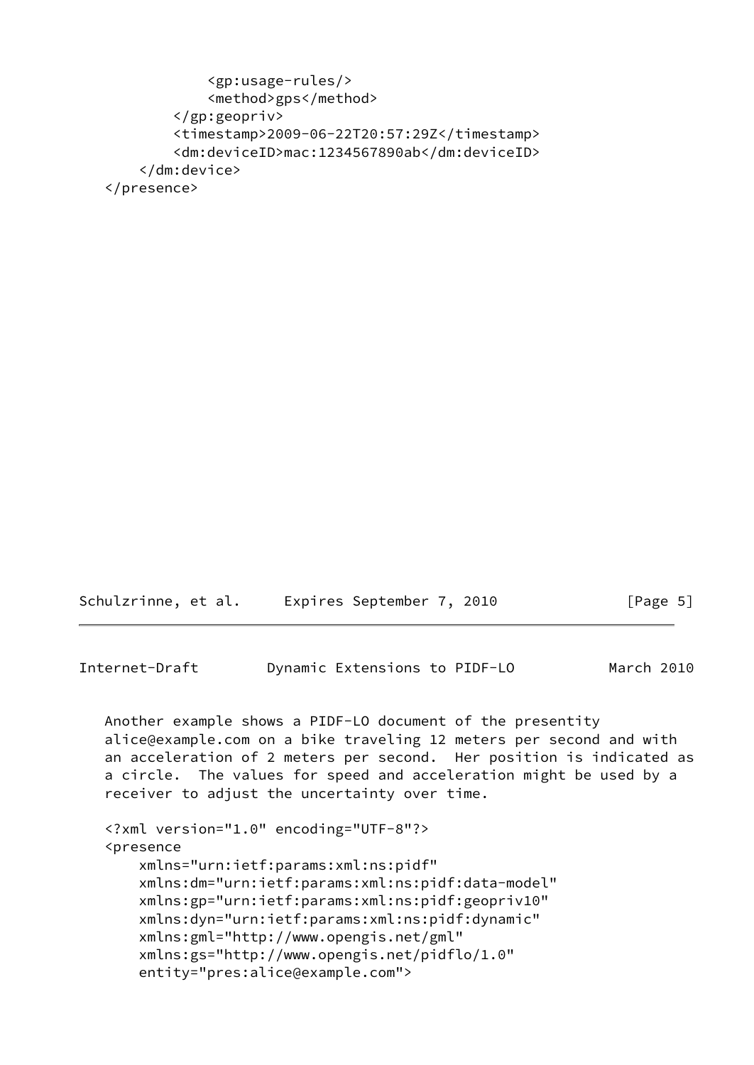```
            <gp:usage-rules/>
            <method>gps</method>
        </gp:geopriv>
        <timestamp>2009-06-22T20:57:29Z</timestamp>
        <dm:deviceID>mac:1234567890ab</dm:deviceID>
    </dm:device>
</presence>
```

Another example shows a PIDF-LO document of the presentity alice@example.com on a bike traveling 12 meters per second and with an acceleration of 2 meters per second. Her position is indicated as a circle. The values for speed and acceleration might be used by a receiver to adjust the uncertainty over time.

```
<?xml version="1.0" encoding="UTF-8"?>
<presence
    xmlns="urn:ietf:params:xml:ns:pidf"
    xmlns:dm="urn:ietf:params:xml:ns:pidf:data-model"
    xmlns:gp="urn:ietf:params:xml:ns:pidf:geopriv10"
    xmlns:dyn="urn:ietf:params:xml:ns:pidf:dynamic"
    xmlns:gml="http://www.opengis.net/gml"
    xmlns:gs="http://www.opengis.net/pidflo/1.0"
    entity="pres:alice@example.com">
```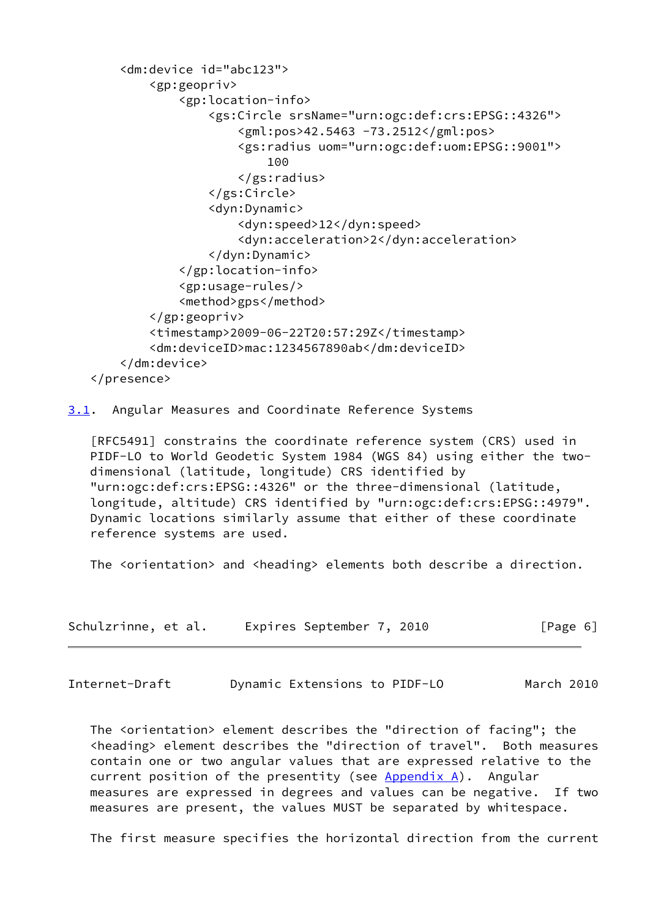```
      <dm:device id="abc123">
          <gp:geopriv>
              <gp:location-info>
                  <gs:Circle srsName="urn:ogc:def:crs:EPSG::4326">
                      <gml:pos>42.5463 -73.2512</gml:pos>
                      <gs:radius uom="urn:ogc:def:uom:EPSG::9001">
                          100
                      </gs:radius>
                  </gs:Circle>
                  <dyn:Dynamic>
                      <dyn:speed>12</dyn:speed>
                      <dyn:acceleration>2</dyn:acceleration>
                  </dyn:Dynamic>
              </gp:location-info>
              <gp:usage-rules/>
              <method>gps</method>
          </gp:geopriv>
          <timestamp>2009-06-22T20:57:29Z</timestamp>
          <dm:deviceID>mac:1234567890ab</dm:deviceID>
      </dm:device>
  </presence>
```

### 3.1. Angular Measures and Coordinate Reference Systems

[RFC5491] constrains the coordinate reference system (CRS) used in PIDF-LO to World Geodetic System 1984 (WGS 84) using either the two-dimensional (latitude, longitude) CRS identified by "urn:ogc:def:crs:EPSG::4326" or the three-dimensional (latitude, longitude, altitude) CRS identified by "urn:ogc:def:crs:EPSG::4979". Dynamic locations similarly assume that either of these coordinate reference systems are used.

The <orientation> and <heading> elements both describe a direction.

The <orientation> element describes the "direction of facing"; the <heading> element describes the "direction of travel". Both measures contain one or two angular values that are expressed relative to the current position of the presentity (see Appendix A). Angular measures are expressed in degrees and values can be negative. If two measures are present, the values MUST be separated by whitespace.

The first measure specifies the horizontal direction from the current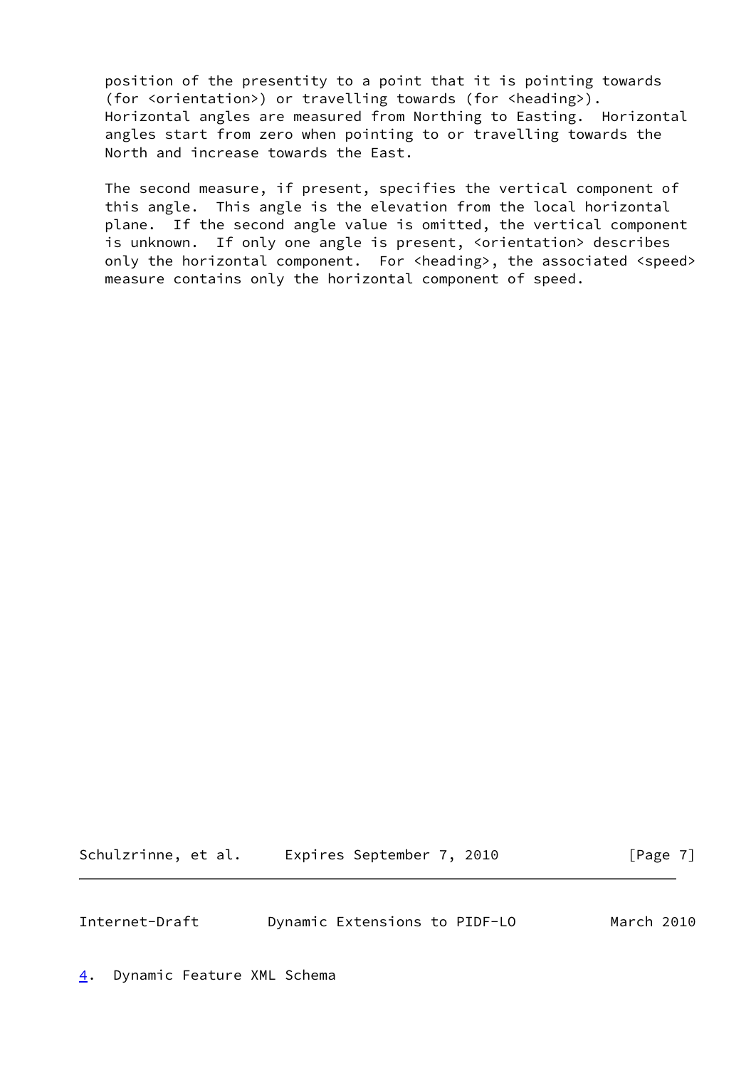position of the presentity to a point that it is pointing towards (for <orientation>) or travelling towards (for <heading>). Horizontal angles are measured from Northing to Easting. Horizontal angles start from zero when pointing to or travelling towards the North and increase towards the East.

The second measure, if present, specifies the vertical component of this angle. This angle is the elevation from the local horizontal plane. If the second angle value is omitted, the vertical component is unknown. If only one angle is present, <orientation> describes only the horizontal component. For <heading>, the associated <speed> measure contains only the horizontal component of speed.

## 4. Dynamic Feature XML Schema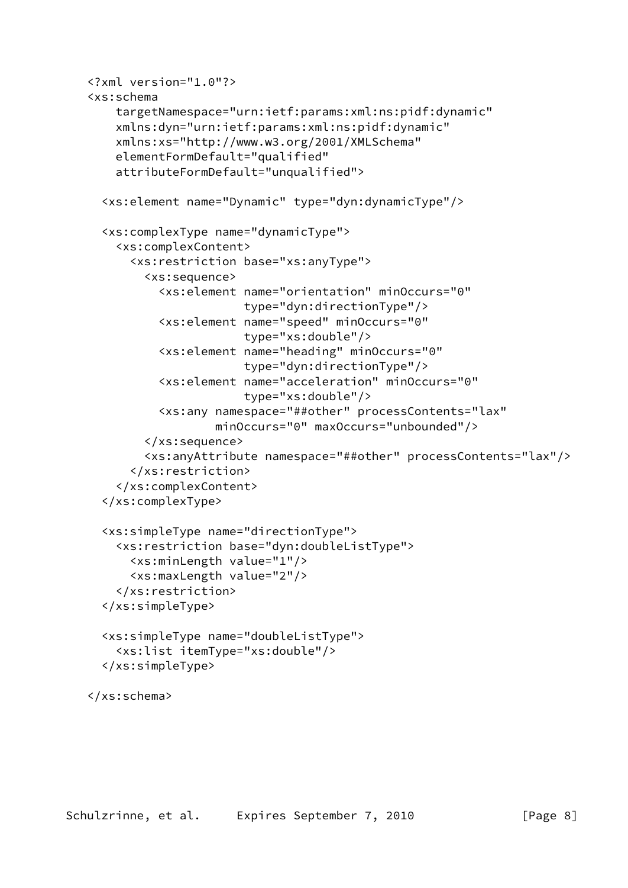```
<?xml version="1.0"?>
<xs:schema
    targetNamespace="urn:ietf:params:xml:ns:pidf:dynamic"
    xmlns:dyn="urn:ietf:params:xml:ns:pidf:dynamic"
    xmlns:xs="http://www.w3.org/2001/XMLSchema"
    elementFormDefault="qualified"
    attributeFormDefault="unqualified">

  <xs:element name="Dynamic" type="dyn:dynamicType"/>

  <xs:complexType name="dynamicType">
    <xs:complexContent>
      <xs:restriction base="xs:anyType">
        <xs:sequence>
          <xs:element name="orientation" minOccurs="0"
                      type="dyn:directionType"/>
          <xs:element name="speed" minOccurs="0"
                      type="xs:double"/>
          <xs:element name="heading" minOccurs="0"
                      type="dyn:directionType"/>
          <xs:element name="acceleration" minOccurs="0"
                      type="xs:double"/>
          <xs:any namespace="##other" processContents="lax"
                  minOccurs="0" maxOccurs="unbounded"/>
        </xs:sequence>
        <xs:anyAttribute namespace="##other" processContents="lax"/>
      </xs:restriction>
    </xs:complexContent>
  </xs:complexType>

  <xs:simpleType name="directionType">
    <xs:restriction base="dyn:doubleListType">
      <xs:minLength value="1"/>
      <xs:maxLength value="2"/>
    </xs:restriction>
  </xs:simpleType>

  <xs:simpleType name="doubleListType">
    <xs:list itemType="xs:double"/>
  </xs:simpleType>

</xs:schema>
```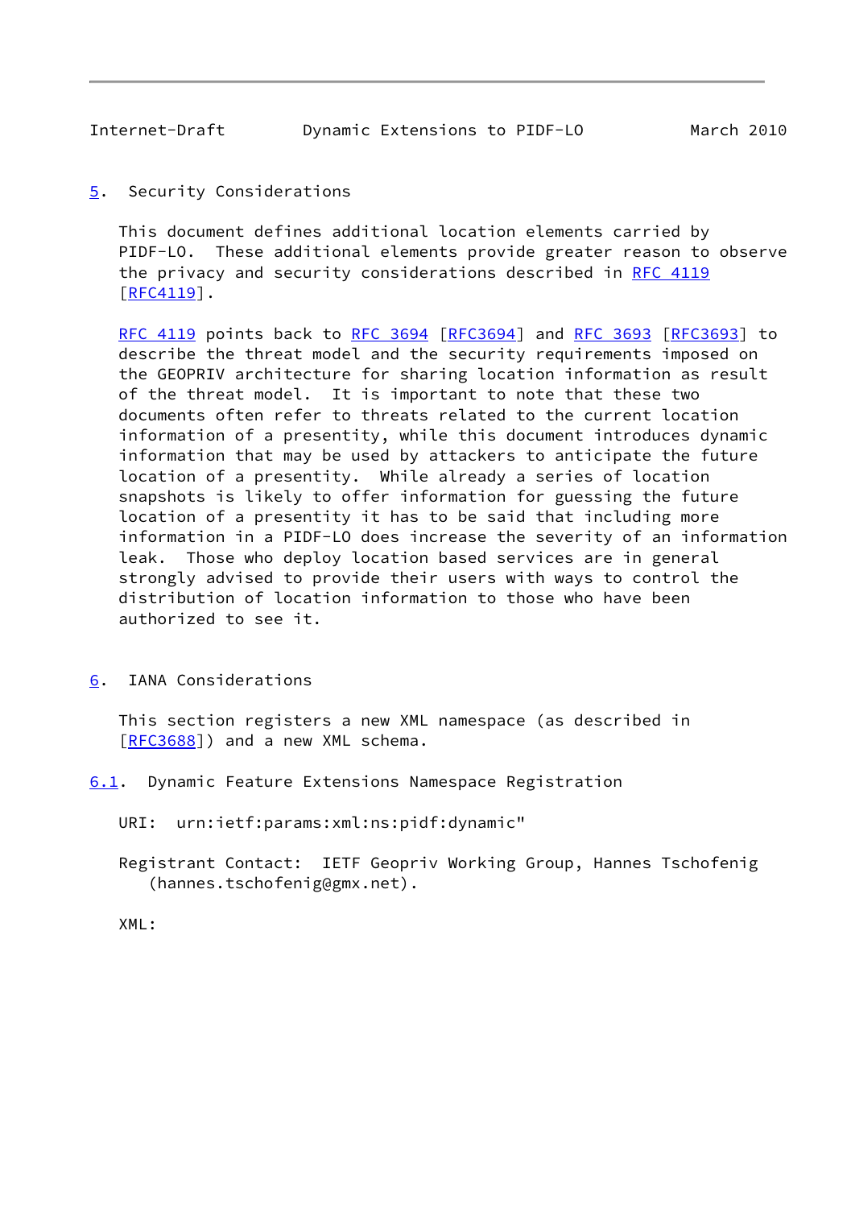## 5. Security Considerations

This document defines additional location elements carried by PIDF-LO. These additional elements provide greater reason to observe the privacy and security considerations described in RFC 4119 [RFC4119].

RFC 4119 points back to RFC 3694 [RFC3694] and RFC 3693 [RFC3693] to describe the threat model and the security requirements imposed on the GEOPRIV architecture for sharing location information as result of the threat model. It is important to note that these two documents often refer to threats related to the current location information of a presentity, while this document introduces dynamic information that may be used by attackers to anticipate the future location of a presentity. While already a series of location snapshots is likely to offer information for guessing the future location of a presentity it has to be said that including more information in a PIDF-LO does increase the severity of an information leak. Those who deploy location based services are in general strongly advised to provide their users with ways to control the distribution of location information to those who have been authorized to see it.

## 6. IANA Considerations

This section registers a new XML namespace (as described in [RFC3688]) and a new XML schema.

### 6.1. Dynamic Feature Extensions Namespace Registration

URI: urn:ietf:params:xml:ns:pidf:dynamic"

Registrant Contact: IETF Geopriv Working Group, Hannes Tschofenig (hannes.tschofenig@gmx.net).

XML: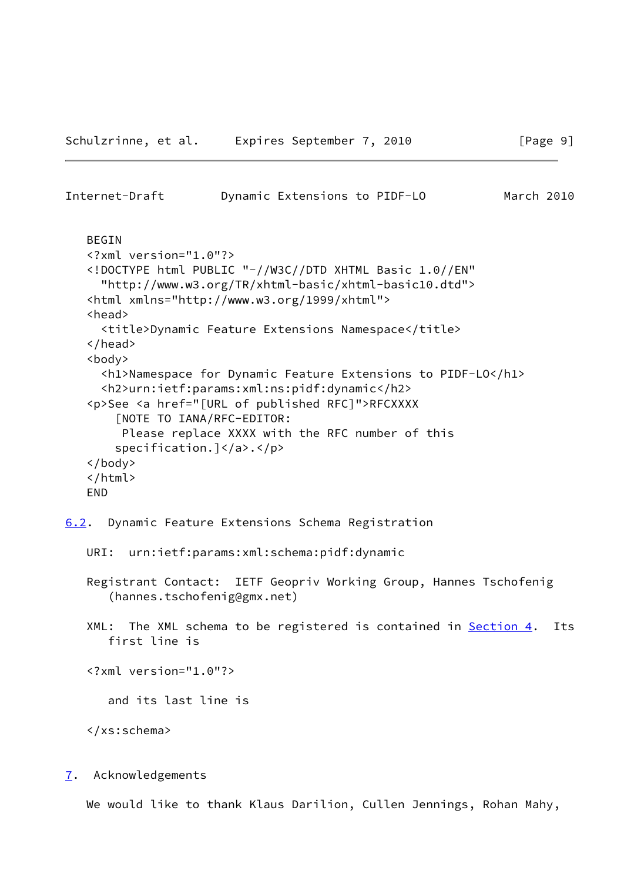```
BEGIN
<?xml version="1.0"?>
<!DOCTYPE html PUBLIC "-//W3C//DTD XHTML Basic 1.0//EN"
  "http://www.w3.org/TR/xhtml-basic/xhtml-basic10.dtd">
<html xmlns="http://www.w3.org/1999/xhtml">
<head>
  <title>Dynamic Feature Extensions Namespace</title>
</head>
<body>
  <h1>Namespace for Dynamic Feature Extensions to PIDF-LO</h1>
  <h2>urn:ietf:params:xml:ns:pidf:dynamic</h2>
<p>See <a href="[URL of published RFC]">RFCXXXX
    [NOTE TO IANA/RFC-EDITOR:
     Please replace XXXX with the RFC number of this
    specification.]</a>.</p>
</body>
</html>
END
```

## 6.2. Dynamic Feature Extensions Schema Registration

URI: urn:ietf:params:xml:schema:pidf:dynamic

Registrant Contact: IETF Geopriv Working Group, Hannes Tschofenig (hannes.tschofenig@gmx.net)

XML: The XML schema to be registered is contained in Section 4. Its first line is

```
<?xml version="1.0"?>
```

and its last line is

```
</xs:schema>
```

# 7. Acknowledgements

We would like to thank Klaus Darilion, Cullen Jennings, Rohan Mahy,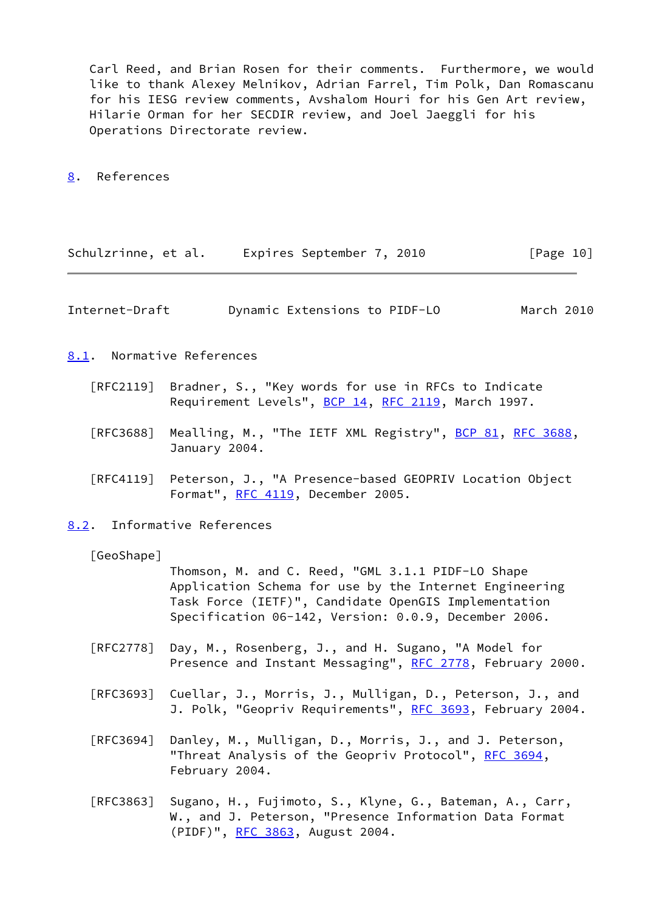Carl Reed, and Brian Rosen for their comments. Furthermore, we would like to thank Alexey Melnikov, Adrian Farrel, Tim Polk, Dan Romascanu for his IESG review comments, Avshalom Houri for his Gen Art review, Hilarie Orman for her SECDIR review, and Joel Jaeggli for his Operations Directorate review.

## 8. References

### 8.1. Normative References

[RFC2119] Bradner, S., "Key words for use in RFCs to Indicate Requirement Levels", BCP 14, RFC 2119, March 1997.

[RFC3688] Mealling, M., "The IETF XML Registry", BCP 81, RFC 3688, January 2004.

[RFC4119] Peterson, J., "A Presence-based GEOPRIV Location Object Format", RFC 4119, December 2005.

### 8.2. Informative References

[GeoShape] Thomson, M. and C. Reed, "GML 3.1.1 PIDF-LO Shape Application Schema for use by the Internet Engineering Task Force (IETF)", Candidate OpenGIS Implementation Specification 06-142, Version: 0.0.9, December 2006.

[RFC2778] Day, M., Rosenberg, J., and H. Sugano, "A Model for Presence and Instant Messaging", RFC 2778, February 2000.

[RFC3693] Cuellar, J., Morris, J., Mulligan, D., Peterson, J., and J. Polk, "Geopriv Requirements", RFC 3693, February 2004.

[RFC3694] Danley, M., Mulligan, D., Morris, J., and J. Peterson, "Threat Analysis of the Geopriv Protocol", RFC 3694, February 2004.

[RFC3863] Sugano, H., Fujimoto, S., Klyne, G., Bateman, A., Carr, W., and J. Peterson, "Presence Information Data Format (PIDF)", RFC 3863, August 2004.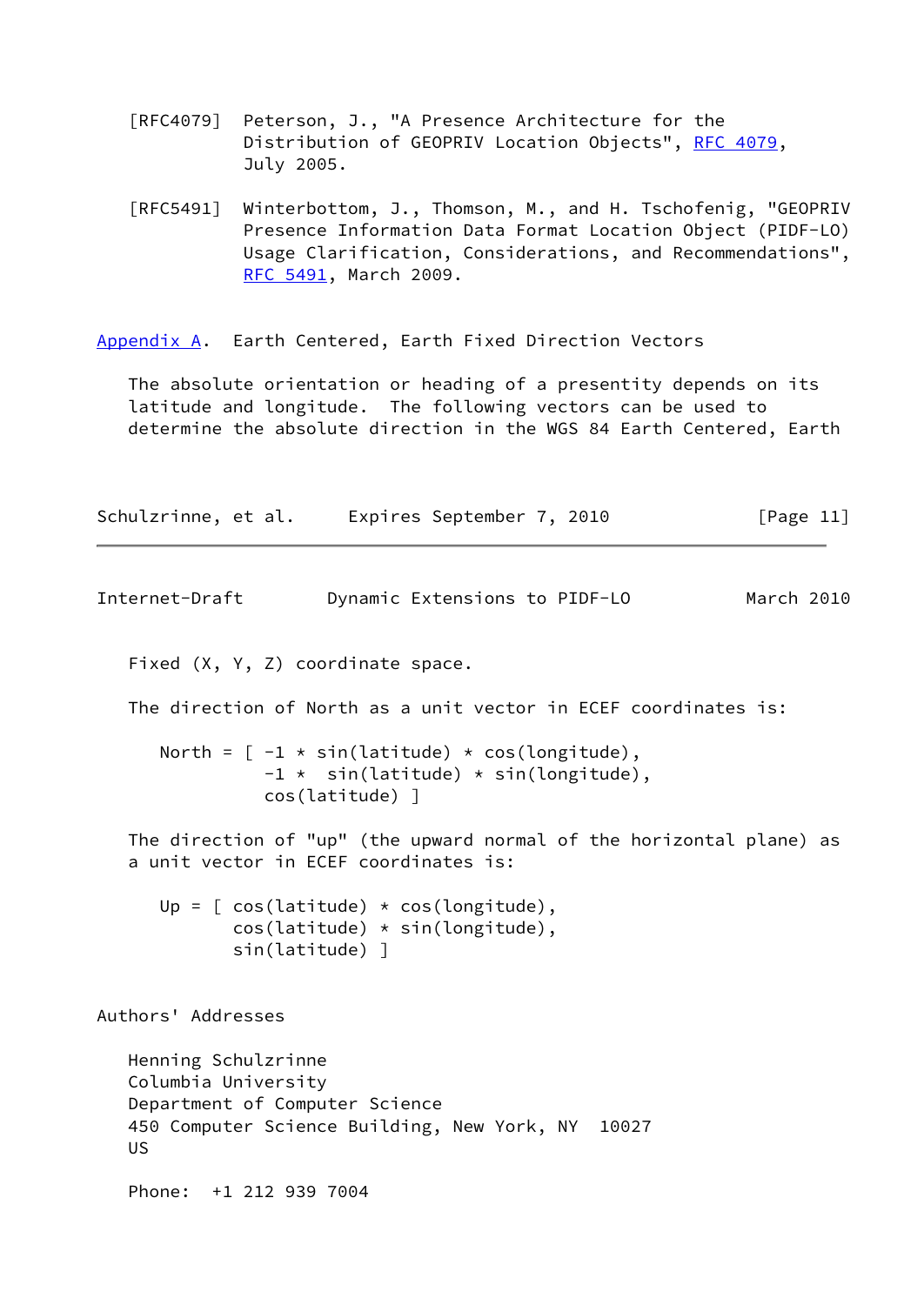[RFC4079] Peterson, J., "A Presence Architecture for the Distribution of GEOPRIV Location Objects", RFC 4079, July 2005.

[RFC5491] Winterbottom, J., Thomson, M., and H. Tschofenig, "GEOPRIV Presence Information Data Format Location Object (PIDF-LO) Usage Clarification, Considerations, and Recommendations", RFC 5491, March 2009.

## Appendix A. Earth Centered, Earth Fixed Direction Vectors

The absolute orientation or heading of a presentity depends on its latitude and longitude. The following vectors can be used to determine the absolute direction in the WGS 84 Earth Centered, Earth Fixed (X, Y, Z) coordinate space.

The direction of North as a unit vector in ECEF coordinates is:

```
North = [ -1 * sin(latitude) * cos(longitude),
          -1 *  sin(latitude) * sin(longitude),
          cos(latitude) ]
```

The direction of "up" (the upward normal of the horizontal plane) as a unit vector in ECEF coordinates is:

```
Up = [ cos(latitude) * cos(longitude),
       cos(latitude) * sin(longitude),
       sin(latitude) ]
```

## Authors' Addresses

Henning Schulzrinne
Columbia University
Department of Computer Science
450 Computer Science Building, New York, NY 10027
US

Phone: +1 212 939 7004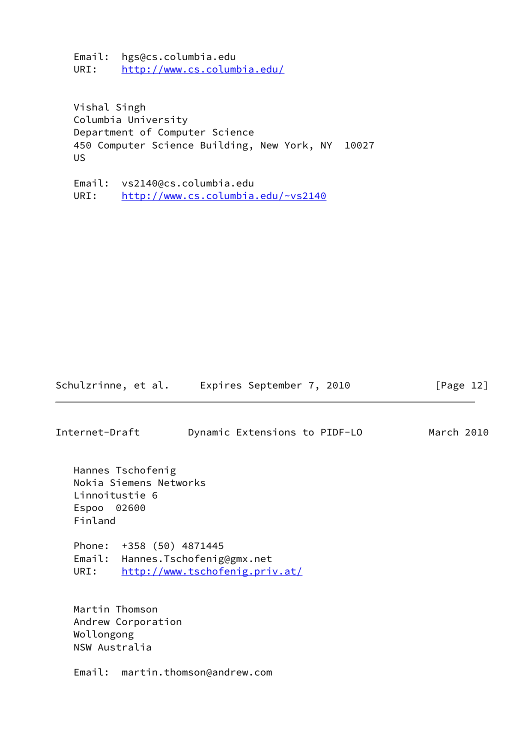Email:  hgs@cs.columbia.edu
URI:    http://www.cs.columbia.edu/

Vishal Singh
Columbia University
Department of Computer Science
450 Computer Science Building, New York, NY  10027
US

Email:  vs2140@cs.columbia.edu
URI:    http://www.cs.columbia.edu/~vs2140

Hannes Tschofenig
Nokia Siemens Networks
Linnoitustie 6
Espoo  02600
Finland

Phone:  +358 (50) 4871445
Email:  Hannes.Tschofenig@gmx.net
URI:    http://www.tschofenig.priv.at/

Martin Thomson
Andrew Corporation
Wollongong
NSW Australia

Email:  martin.thomson@andrew.com